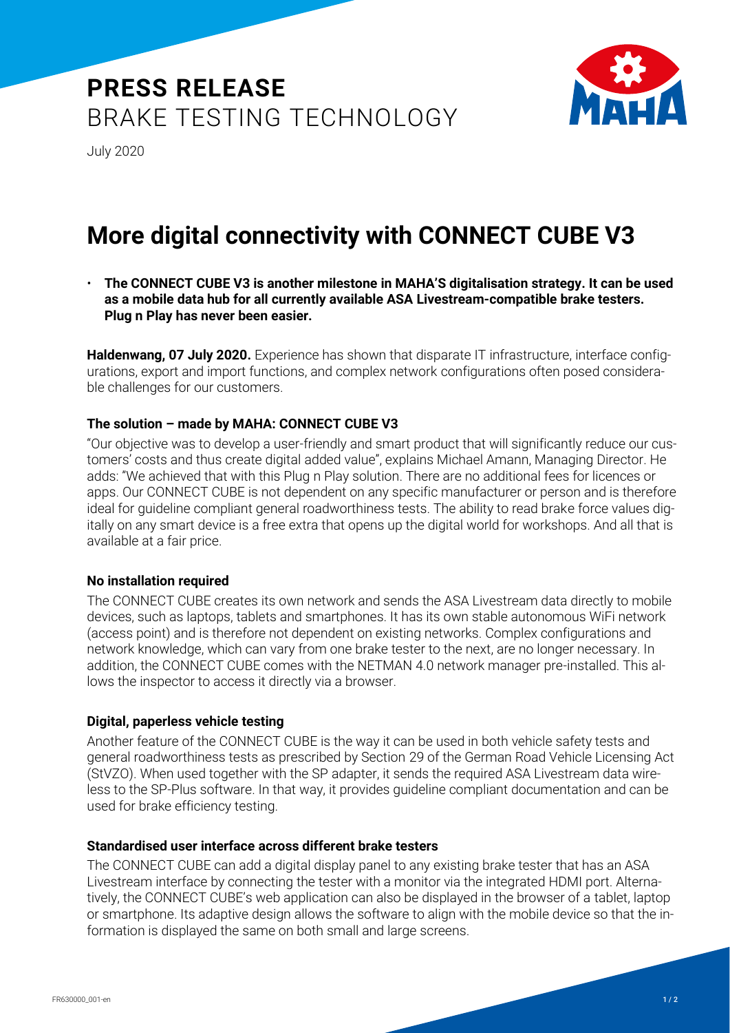# PRESS RELEASE
BRAKE TESTING TECHNOLOGY

July 2020

# More digital connectivity with CONNECT CUBE V3

- **The CONNECT CUBE V3 is another milestone in MAHA'S digitalisation strategy. It can be used as a mobile data hub for all currently available ASA Livestream-compatible brake testers. Plug n Play has never been easier.**

**Haldenwang, 07 July 2020.** Experience has shown that disparate IT infrastructure, interface configurations, export and import functions, and complex network configurations often posed considerable challenges for our customers.

### The solution – made by MAHA: CONNECT CUBE V3

"Our objective was to develop a user-friendly and smart product that will significantly reduce our customers' costs and thus create digital added value", explains Michael Amann, Managing Director. He adds: "We achieved that with this Plug n Play solution. There are no additional fees for licences or apps. Our CONNECT CUBE is not dependent on any specific manufacturer or person and is therefore ideal for guideline compliant general roadworthiness tests. The ability to read brake force values digitally on any smart device is a free extra that opens up the digital world for workshops. And all that is available at a fair price.

### No installation required

The CONNECT CUBE creates its own network and sends the ASA Livestream data directly to mobile devices, such as laptops, tablets and smartphones. It has its own stable autonomous WiFi network (access point) and is therefore not dependent on existing networks. Complex configurations and network knowledge, which can vary from one brake tester to the next, are no longer necessary. In addition, the CONNECT CUBE comes with the NETMAN 4.0 network manager pre-installed. This allows the inspector to access it directly via a browser.

### Digital, paperless vehicle testing

Another feature of the CONNECT CUBE is the way it can be used in both vehicle safety tests and general roadworthiness tests as prescribed by Section 29 of the German Road Vehicle Licensing Act (StVZO). When used together with the SP adapter, it sends the required ASA Livestream data wireless to the SP-Plus software. In that way, it provides guideline compliant documentation and can be used for brake efficiency testing.

### Standardised user interface across different brake testers

The CONNECT CUBE can add a digital display panel to any existing brake tester that has an ASA Livestream interface by connecting the tester with a monitor via the integrated HDMI port. Alternatively, the CONNECT CUBE's web application can also be displayed in the browser of a tablet, laptop or smartphone. Its adaptive design allows the software to align with the mobile device so that the information is displayed the same on both small and large screens.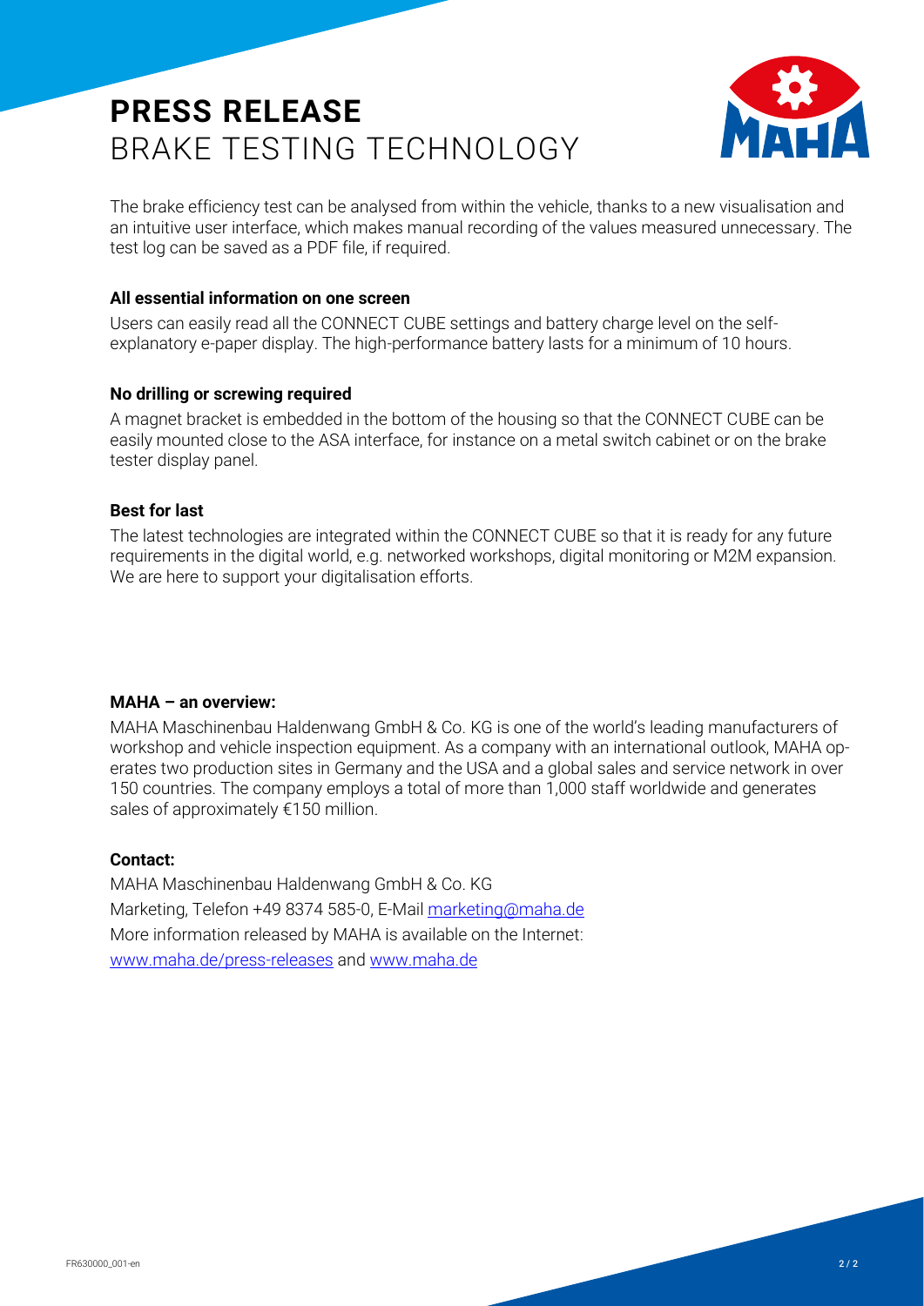# PRESS RELEASE
BRAKE TESTING TECHNOLOGY

The brake efficiency test can be analysed from within the vehicle, thanks to a new visualisation and an intuitive user interface, which makes manual recording of the values measured unnecessary. The test log can be saved as a PDF file, if required.

**All essential information on one screen**

Users can easily read all the CONNECT CUBE settings and battery charge level on the self-explanatory e-paper display. The high-performance battery lasts for a minimum of 10 hours.

**No drilling or screwing required**

A magnet bracket is embedded in the bottom of the housing so that the CONNECT CUBE can be easily mounted close to the ASA interface, for instance on a metal switch cabinet or on the brake tester display panel.

**Best for last**

The latest technologies are integrated within the CONNECT CUBE so that it is ready for any future requirements in the digital world, e.g. networked workshops, digital monitoring or M2M expansion. We are here to support your digitalisation efforts.

**MAHA – an overview:**

MAHA Maschinenbau Haldenwang GmbH & Co. KG is one of the world's leading manufacturers of workshop and vehicle inspection equipment. As a company with an international outlook, MAHA operates two production sites in Germany and the USA and a global sales and service network in over 150 countries. The company employs a total of more than 1,000 staff worldwide and generates sales of approximately €150 million.

**Contact:**

MAHA Maschinenbau Haldenwang GmbH & Co. KG
Marketing, Telefon +49 8374 585-0, E-Mail marketing@maha.de
More information released by MAHA is available on the Internet:
www.maha.de/press-releases and www.maha.de

FR630000_001-en